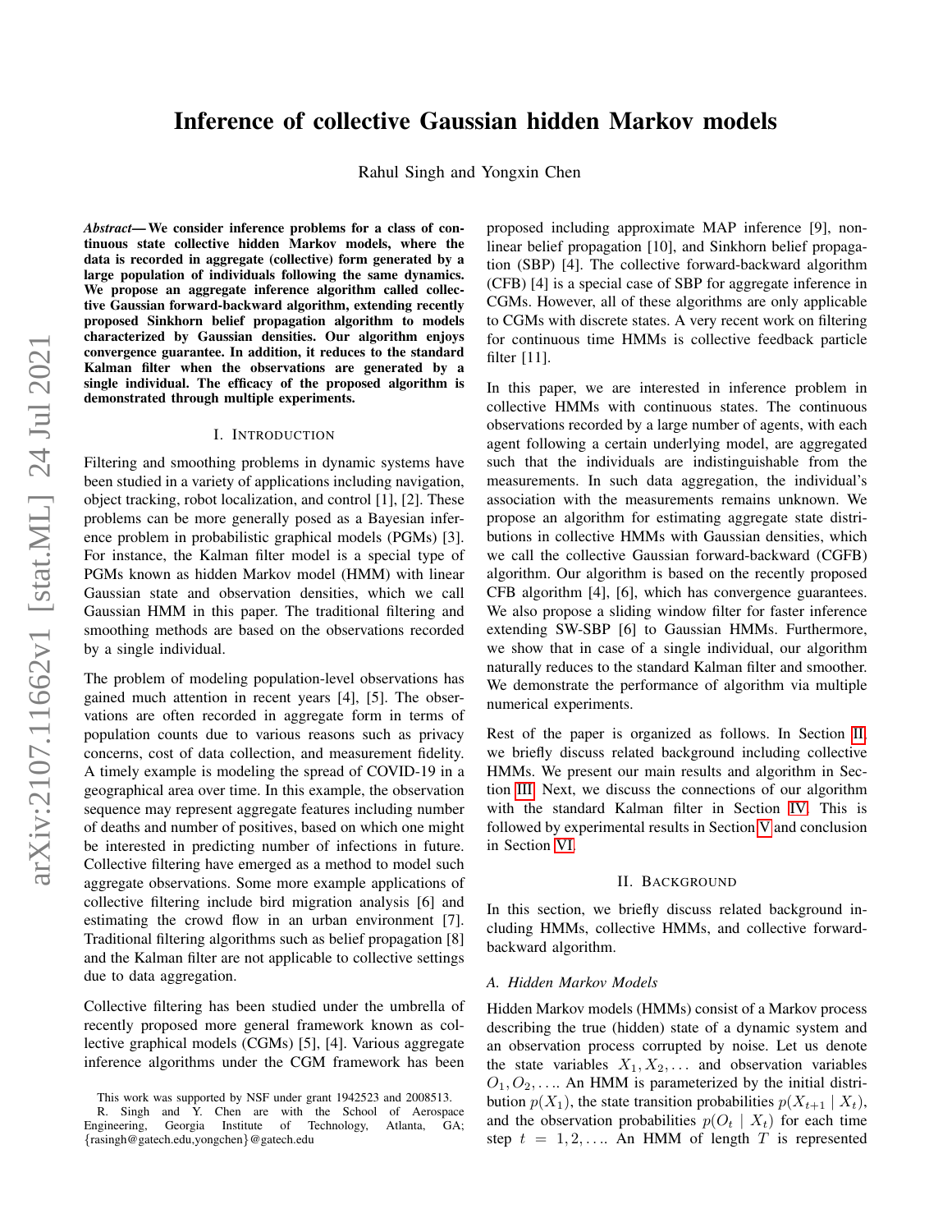# Inference of collective Gaussian hidden Markov models

Rahul Singh and Yongxin Chen

***Abstract*— We consider inference problems for a class of continuous state collective hidden Markov models, where the data is recorded in aggregate (collective) form generated by a large population of individuals following the same dynamics. We propose an aggregate inference algorithm called collective Gaussian forward-backward algorithm, extending recently proposed Sinkhorn belief propagation algorithm to models characterized by Gaussian densities. Our algorithm enjoys convergence guarantee. In addition, it reduces to the standard Kalman filter when the observations are generated by a single individual. The efficacy of the proposed algorithm is demonstrated through multiple experiments.**

## I. Introduction

Filtering and smoothing problems in dynamic systems have been studied in a variety of applications including navigation, object tracking, robot localization, and control [1], [2]. These problems can be more generally posed as a Bayesian inference problem in probabilistic graphical models (PGMs) [3]. For instance, the Kalman filter model is a special type of PGMs known as hidden Markov model (HMM) with linear Gaussian state and observation densities, which we call Gaussian HMM in this paper. The traditional filtering and smoothing methods are based on the observations recorded by a single individual.

The problem of modeling population-level observations has gained much attention in recent years [4], [5]. The observations are often recorded in aggregate form in terms of population counts due to various reasons such as privacy concerns, cost of data collection, and measurement fidelity. A timely example is modeling the spread of COVID-19 in a geographical area over time. In this example, the observation sequence may represent aggregate features including number of deaths and number of positives, based on which one might be interested in predicting number of infections in future. Collective filtering have emerged as a method to model such aggregate observations. Some more example applications of collective filtering include bird migration analysis [6] and estimating the crowd flow in an urban environment [7]. Traditional filtering algorithms such as belief propagation [8] and the Kalman filter are not applicable to collective settings due to data aggregation.

Collective filtering has been studied under the umbrella of recently proposed more general framework known as collective graphical models (CGMs) [5], [4]. Various aggregate inference algorithms under the CGM framework has been proposed including approximate MAP inference [9], nonlinear belief propagation [10], and Sinkhorn belief propagation (SBP) [4]. The collective forward-backward algorithm (CFB) [4] is a special case of SBP for aggregate inference in CGMs. However, all of these algorithms are only applicable to CGMs with discrete states. A very recent work on filtering for continuous time HMMs is collective feedback particle filter [11].

In this paper, we are interested in inference problem in collective HMMs with continuous states. The continuous observations recorded by a large number of agents, with each agent following a certain underlying model, are aggregated such that the individuals are indistinguishable from the measurements. In such data aggregation, the individual's association with the measurements remains unknown. We propose an algorithm for estimating aggregate state distributions in collective HMMs with Gaussian densities, which we call the collective Gaussian forward-backward (CGFB) algorithm. Our algorithm is based on the recently proposed CFB algorithm [4], [6], which has convergence guarantees. We also propose a sliding window filter for faster inference extending SW-SBP [6] to Gaussian HMMs. Furthermore, we show that in case of a single individual, our algorithm naturally reduces to the standard Kalman filter and smoother. We demonstrate the performance of algorithm via multiple numerical experiments.

Rest of the paper is organized as follows. In Section II, we briefly discuss related background including collective HMMs. We present our main results and algorithm in Section III. Next, we discuss the connections of our algorithm with the standard Kalman filter in Section IV. This is followed by experimental results in Section V and conclusion in Section VI.

## II. Background

In this section, we briefly discuss related background including HMMs, collective HMMs, and collective forward-backward algorithm.

### A. Hidden Markov Models

Hidden Markov models (HMMs) consist of a Markov process describing the true (hidden) state of a dynamic system and an observation process corrupted by noise. Let us denote the state variables $X_1, X_2, \ldots$ and observation variables $O_1, O_2, \ldots$. An HMM is parameterized by the initial distribution $p(X_1)$, the state transition probabilities $p(X_{t+1} \mid X_t)$, and the observation probabilities $p(O_t \mid X_t)$ for each time step $t = 1, 2, \ldots$. An HMM of length $T$ is represented

This work was supported by NSF under grant 1942523 and 2008513.

R. Singh and Y. Chen are with the School of Aerospace Engineering, Georgia Institute of Technology, Atlanta, GA; {rasingh@gatech.edu,yongchen}@gatech.edu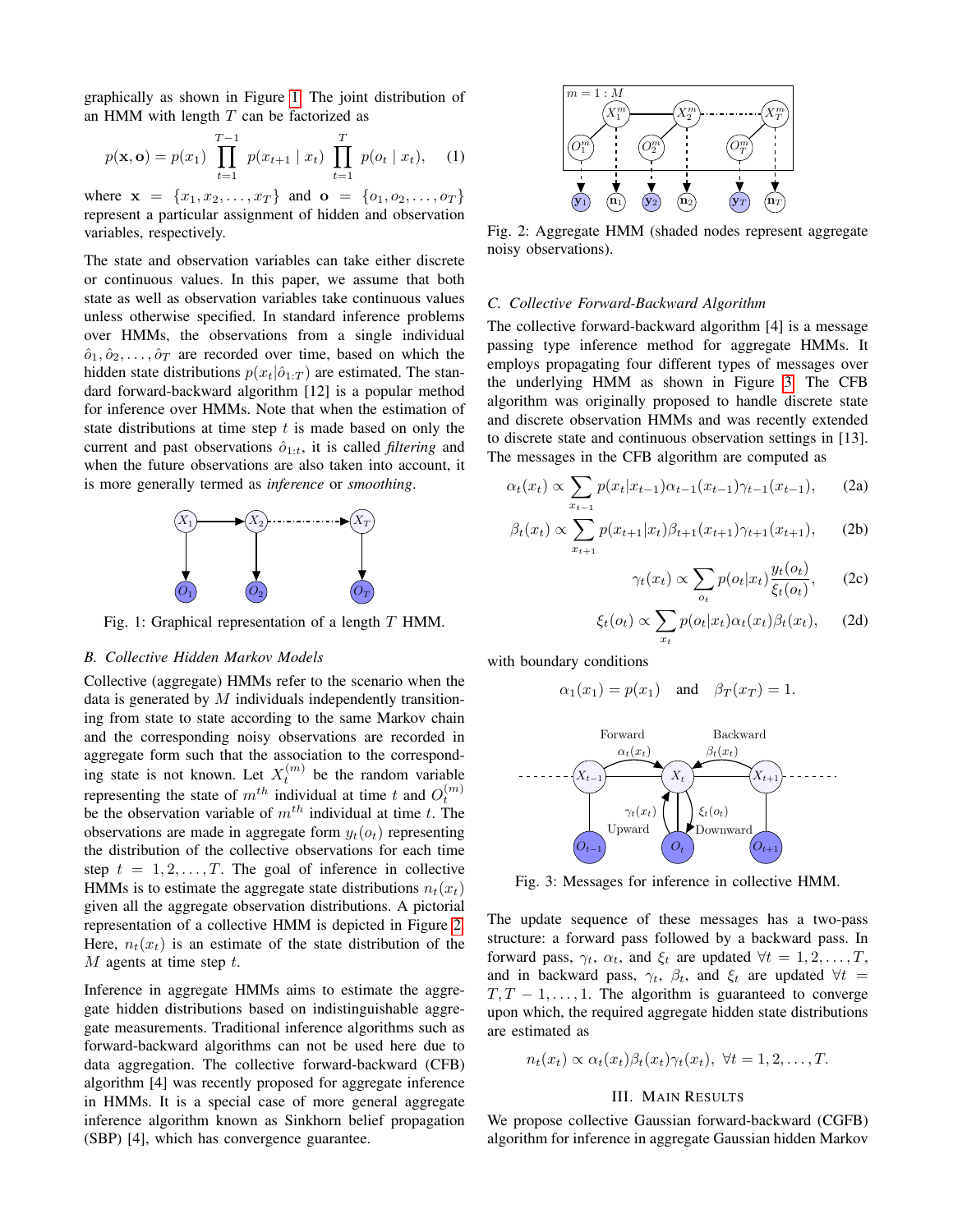graphically as shown in Figure 1. The joint distribution of an HMM with length $T$ can be factorized as

$$p(\mathbf{x}, \mathbf{o}) = p(x_1) \prod_{t=1}^{T-1} p(x_{t+1} \mid x_t) \prod_{t=1}^{T} p(o_t \mid x_t), \quad (1)$$

where $\mathbf{x} = \{x_1, x_2, \ldots, x_T\}$ and $\mathbf{o} = \{o_1, o_2, \ldots, o_T\}$ represent a particular assignment of hidden and observation variables, respectively.

The state and observation variables can take either discrete or continuous values. In this paper, we assume that both state as well as observation variables take continuous values unless otherwise specified. In standard inference problems over HMMs, the observations from a single individual $\hat{o}_1, \hat{o}_2, \ldots, \hat{o}_T$ are recorded over time, based on which the hidden state distributions $p(x_t|\hat{o}_{1:T})$ are estimated. The standard forward-backward algorithm [12] is a popular method for inference over HMMs. Note that when the estimation of state distributions at time step $t$ is made based on only the current and past observations $\hat{o}_{1:t}$, it is called *filtering* and when the future observations are also taken into account, it is more generally termed as *inference* or *smoothing*.

Fig. 1: Graphical representation of a length $T$ HMM.

### B. Collective Hidden Markov Models

Collective (aggregate) HMMs refer to the scenario when the data is generated by $M$ individuals independently transitioning from state to state according to the same Markov chain and the corresponding noisy observations are recorded in aggregate form such that the association to the corresponding state is not known. Let $X_t^{(m)}$ be the random variable representing the state of $m^{th}$ individual at time $t$ and $O_t^{(m)}$ be the observation variable of $m^{th}$ individual at time $t$. The observations are made in aggregate form $y_t(o_t)$ representing the distribution of the collective observations for each time step $t = 1, 2, \ldots, T$. The goal of inference in collective HMMs is to estimate the aggregate state distributions $n_t(x_t)$ given all the aggregate observation distributions. A pictorial representation of a collective HMM is depicted in Figure 2. Here, $n_t(x_t)$ is an estimate of the state distribution of the $M$ agents at time step $t$.

Inference in aggregate HMMs aims to estimate the aggregate hidden distributions based on indistinguishable aggregate measurements. Traditional inference algorithms such as forward-backward algorithms can not be used here due to data aggregation. The collective forward-backward (CFB) algorithm [4] was recently proposed for aggregate inference in HMMs. It is a special case of more general aggregate inference algorithm known as Sinkhorn belief propagation (SBP) [4], which has convergence guarantee.

Fig. 2: Aggregate HMM (shaded nodes represent aggregate noisy observations).

### C. Collective Forward-Backward Algorithm

The collective forward-backward algorithm [4] is a message passing type inference method for aggregate HMMs. It employs propagating four different types of messages over the underlying HMM as shown in Figure 3. The CFB algorithm was originally proposed to handle discrete state and discrete observation HMMs and was recently extended to discrete state and continuous observation settings in [13]. The messages in the CFB algorithm are computed as

$$\alpha_t(x_t) \propto \sum_{x_{t-1}} p(x_t|x_{t-1})\alpha_{t-1}(x_{t-1})\gamma_{t-1}(x_{t-1}), \quad (2a)$$

$$\beta_t(x_t) \propto \sum_{x_{t+1}} p(x_{t+1}|x_t)\beta_{t+1}(x_{t+1})\gamma_{t+1}(x_{t+1}), \quad (2b)$$

$$\gamma_t(x_t) \propto \sum_{o_t} p(o_t|x_t)\frac{y_t(o_t)}{\xi_t(o_t)}, \quad (2c)$$

$$\xi_t(o_t) \propto \sum_{x_t} p(o_t|x_t)\alpha_t(x_t)\beta_t(x_t), \quad (2d)$$

with boundary conditions

$$\alpha_1(x_1) = p(x_1) \quad \text{and} \quad \beta_T(x_T) = 1.$$

Fig. 3: Messages for inference in collective HMM.

The update sequence of these messages has a two-pass structure: a forward pass followed by a backward pass. In forward pass, $\gamma_t$, $\alpha_t$, and $\xi_t$ are updated $\forall t = 1, 2, \ldots, T$, and in backward pass, $\gamma_t$, $\beta_t$, and $\xi_t$ are updated $\forall t = T, T-1, \ldots, 1$. The algorithm is guaranteed to converge upon which, the required aggregate hidden state distributions are estimated as

$$n_t(x_t) \propto \alpha_t(x_t)\beta_t(x_t)\gamma_t(x_t), \;\forall t = 1, 2, \ldots, T.$$

## III. Main Results

We propose collective Gaussian forward-backward (CGFB) algorithm for inference in aggregate Gaussian hidden Markov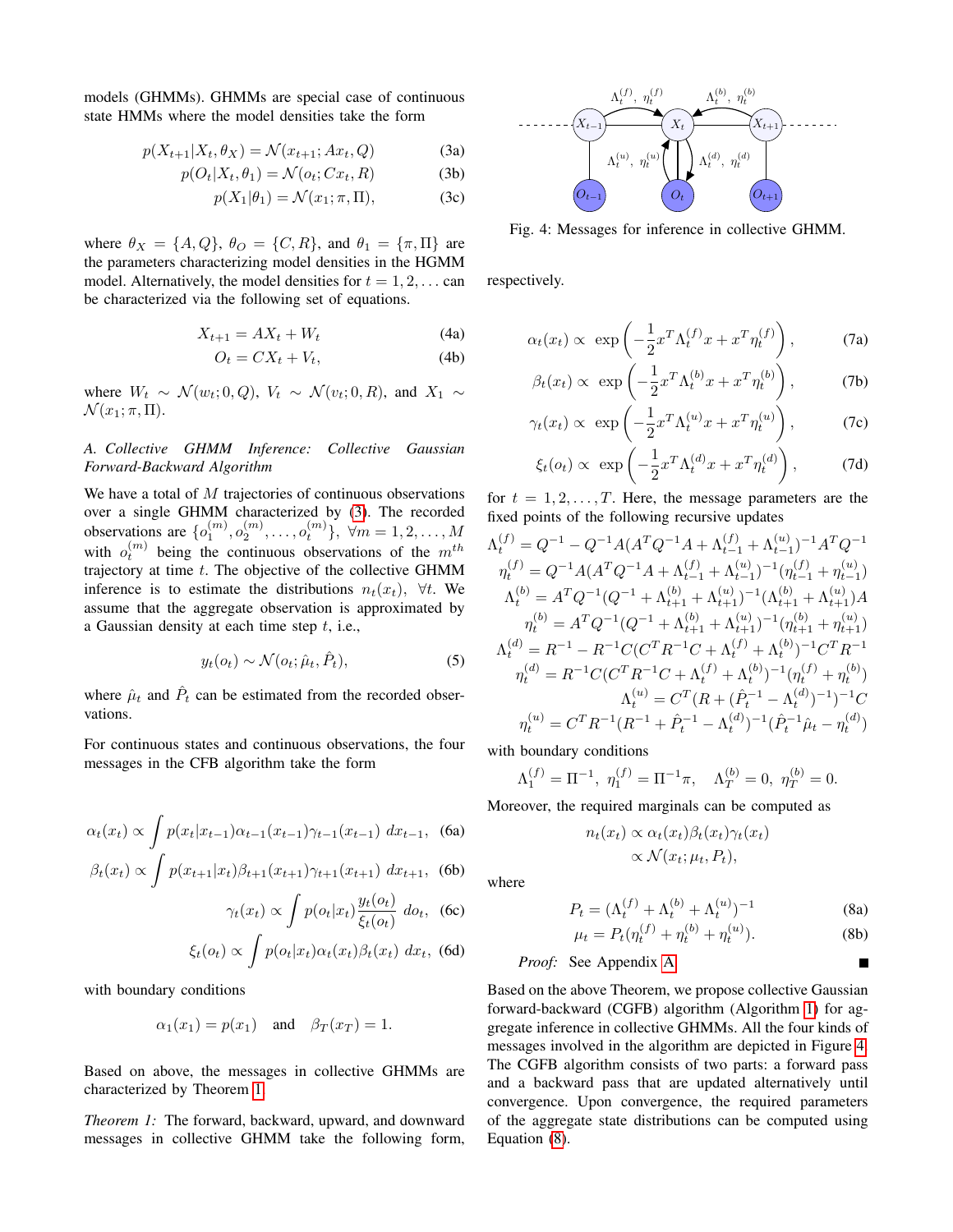models (GHMMs). GHMMs are special case of continuous state HMMs where the model densities take the form

$$p(X_{t+1}|X_t, \theta_X) = \mathcal{N}(x_{t+1}; Ax_t, Q) \tag{3a}$$
$$p(O_t|X_t, \theta_1) = \mathcal{N}(o_t; Cx_t, R) \tag{3b}$$
$$p(X_1|\theta_1) = \mathcal{N}(x_1; \pi, \Pi), \tag{3c}$$

where $\theta_X = \{A, Q\}$, $\theta_O = \{C, R\}$, and $\theta_1 = \{\pi, \Pi\}$ are the parameters characterizing model densities in the HGMM model. Alternatively, the model densities for $t = 1, 2, \ldots$ can be characterized via the following set of equations.

$$X_{t+1} = AX_t + W_t \tag{4a}$$
$$O_t = CX_t + V_t, \tag{4b}$$

where $W_t \sim \mathcal{N}(w_t; 0, Q)$, $V_t \sim \mathcal{N}(v_t; 0, R)$, and $X_1 \sim \mathcal{N}(x_1; \pi, \Pi)$.

### A. Collective GHMM Inference: Collective Gaussian Forward-Backward Algorithm

We have a total of $M$ trajectories of continuous observations over a single GHMM characterized by (3). The recorded observations are $\{o_1^{(m)}, o_2^{(m)}, \ldots, o_t^{(m)}\}, \ \forall m = 1, 2, \ldots, M$ with $o_t^{(m)}$ being the continuous observations of the $m^{th}$ trajectory at time $t$. The objective of the collective GHMM inference is to estimate the distributions $n_t(x_t), \ \forall t$. We assume that the aggregate observation is approximated by a Gaussian density at each time step $t$, i.e.,

$$y_t(o_t) \sim \mathcal{N}(o_t; \hat{\mu}_t, \hat{P}_t), \tag{5}$$

where $\hat{\mu}_t$ and $\hat{P}_t$ can be estimated from the recorded observations.

For continuous states and continuous observations, the four messages in the CFB algorithm take the form

$$\alpha_t(x_t) \propto \int p(x_t|x_{t-1})\alpha_{t-1}(x_{t-1})\gamma_{t-1}(x_{t-1}) \ dx_{t-1}, \tag{6a}$$
$$\beta_t(x_t) \propto \int p(x_{t+1}|x_t)\beta_{t+1}(x_{t+1})\gamma_{t+1}(x_{t+1}) \ dx_{t+1}, \tag{6b}$$
$$\gamma_t(x_t) \propto \int p(o_t|x_t)\frac{y_t(o_t)}{\xi_t(o_t)} \ do_t, \tag{6c}$$
$$\xi_t(o_t) \propto \int p(o_t|x_t)\alpha_t(x_t)\beta_t(x_t) \ dx_t, \tag{6d}$$

with boundary conditions

$$\alpha_1(x_1) = p(x_1) \quad \text{and} \quad \beta_T(x_T) = 1.$$

Based on above, the messages in collective GHMMs are characterized by Theorem 1.

*Theorem 1:* The forward, backward, upward, and downward messages in collective GHMM take the following form, respectively.

$$\alpha_t(x_t) \propto \ \exp\left(-\frac{1}{2}x^T\Lambda_t^{(f)}x + x^T\eta_t^{(f)}\right), \tag{7a}$$
$$\beta_t(x_t) \propto \ \exp\left(-\frac{1}{2}x^T\Lambda_t^{(b)}x + x^T\eta_t^{(b)}\right), \tag{7b}$$
$$\gamma_t(x_t) \propto \ \exp\left(-\frac{1}{2}x^T\Lambda_t^{(u)}x + x^T\eta_t^{(u)}\right), \tag{7c}$$
$$\xi_t(o_t) \propto \ \exp\left(-\frac{1}{2}x^T\Lambda_t^{(d)}x + x^T\eta_t^{(d)}\right), \tag{7d}$$

for $t = 1, 2, \ldots, T$. Here, the message parameters are the fixed points of the following recursive updates

$$\Lambda_t^{(f)} = Q^{-1} - Q^{-1}A(A^TQ^{-1}A + \Lambda_{t-1}^{(f)} + \Lambda_{t-1}^{(u)})^{-1}A^TQ^{-1}$$
$$\eta_t^{(f)} = Q^{-1}A(A^TQ^{-1}A + \Lambda_{t-1}^{(f)} + \Lambda_{t-1}^{(u)})^{-1}(\eta_{t-1}^{(f)} + \eta_{t-1}^{(u)})$$
$$\Lambda_t^{(b)} = A^TQ^{-1}(Q^{-1} + \Lambda_{t+1}^{(b)} + \Lambda_{t+1}^{(u)})^{-1}(\Lambda_{t+1}^{(b)} + \Lambda_{t+1}^{(u)})A$$
$$\eta_t^{(b)} = A^TQ^{-1}(Q^{-1} + \Lambda_{t+1}^{(b)} + \Lambda_{t+1}^{(u)})^{-1}(\eta_{t+1}^{(b)} + \eta_{t+1}^{(u)})$$
$$\Lambda_t^{(d)} = R^{-1} - R^{-1}C(C^TR^{-1}C + \Lambda_t^{(f)} + \Lambda_t^{(b)})^{-1}C^TR^{-1}$$
$$\eta_t^{(d)} = R^{-1}C(C^TR^{-1}C + \Lambda_t^{(f)} + \Lambda_t^{(b)})^{-1}(\eta_t^{(f)} + \eta_t^{(b)})$$
$$\Lambda_t^{(u)} = C^T(R + (\hat{P}_t^{-1} - \Lambda_t^{(d)})^{-1})^{-1}C$$
$$\eta_t^{(u)} = C^TR^{-1}(R^{-1} + \hat{P}_t^{-1} - \Lambda_t^{(d)})^{-1}(\hat{P}_t^{-1}\hat{\mu}_t - \eta_t^{(d)})$$

with boundary conditions

$$\Lambda_1^{(f)} = \Pi^{-1}, \ \eta_1^{(f)} = \Pi^{-1}\pi, \quad \Lambda_T^{(b)} = 0, \ \eta_T^{(b)} = 0.$$

Moreover, the required marginals can be computed as

$$n_t(x_t) \propto \alpha_t(x_t)\beta_t(x_t)\gamma_t(x_t)$$
$$\propto \mathcal{N}(x_t; \mu_t, P_t),$$

where

$$P_t = (\Lambda_t^{(f)} + \Lambda_t^{(b)} + \Lambda_t^{(u)})^{-1} \tag{8a}$$
$$\mu_t = P_t(\eta_t^{(f)} + \eta_t^{(b)} + \eta_t^{(u)}). \tag{8b}$$

*Proof:* See Appendix A. ■

Fig. 4: Messages for inference in collective GHMM.

Based on the above Theorem, we propose collective Gaussian forward-backward (CGFB) algorithm (Algorithm 1) for aggregate inference in collective GHMMs. All the four kinds of messages involved in the algorithm are depicted in Figure 4. The CGFB algorithm consists of two parts: a forward pass and a backward pass that are updated alternatively until convergence. Upon convergence, the required parameters of the aggregate state distributions can be computed using Equation (8).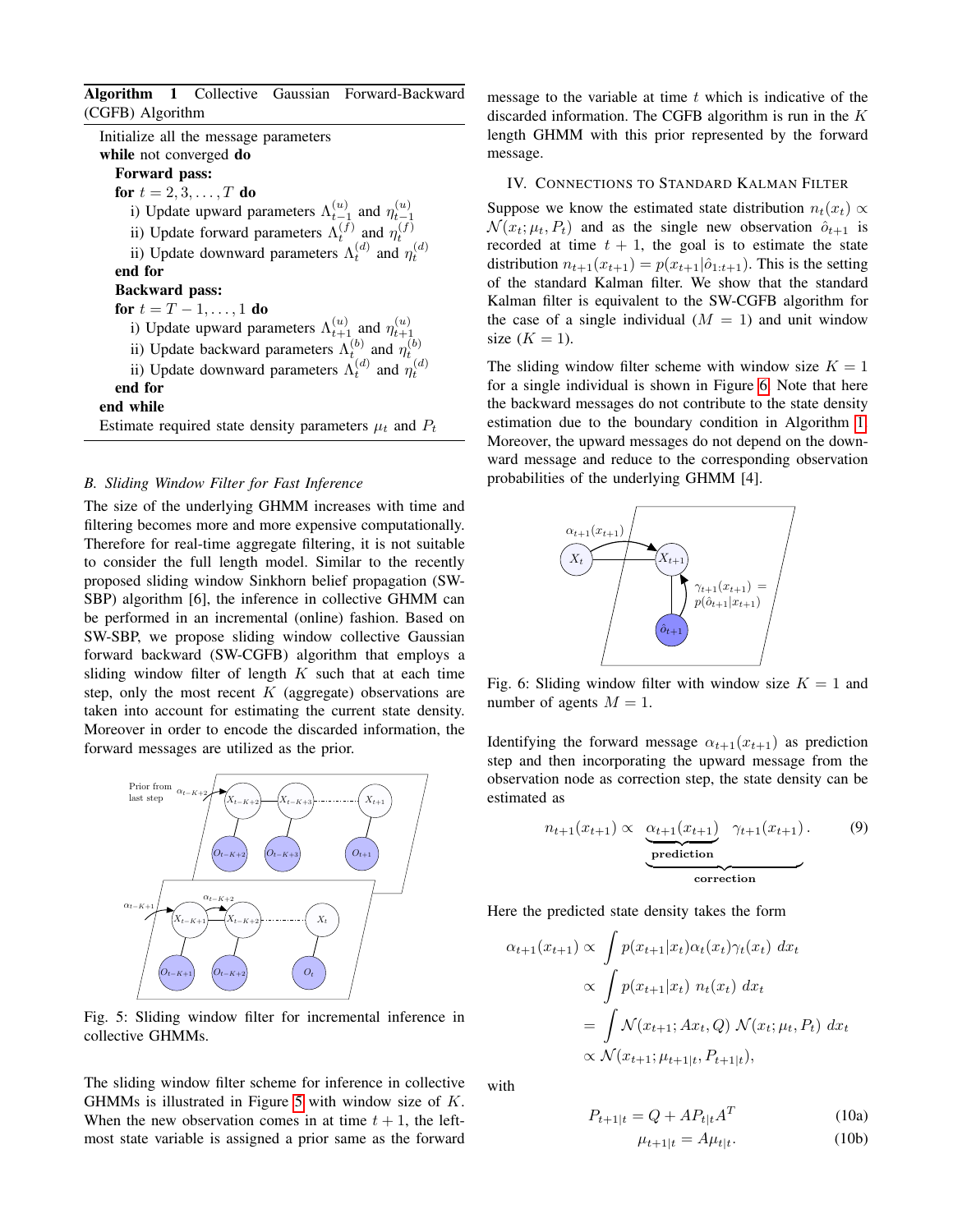**Algorithm 1** Collective Gaussian Forward-Backward (CGFB) Algorithm

```
Initialize all the message parameters
while not converged do
  Forward pass:
  for t = 2, 3, ..., T do
    i) Update upward parameters Λ_{t-1}^{(u)} and η_{t-1}^{(u)}
    ii) Update forward parameters Λ_t^{(f)} and η_t^{(f)}
    ii) Update downward parameters Λ_t^{(d)} and η_t^{(d)}
  end for
  Backward pass:
  for t = T-1, ..., 1 do
    i) Update upward parameters Λ_{t+1}^{(u)} and η_{t+1}^{(u)}
    ii) Update backward parameters Λ_t^{(b)} and η_t^{(b)}
    ii) Update downward parameters Λ_t^{(d)} and η_t^{(d)}
  end for
end while
Estimate required state density parameters μ_t and P_t
```

### B. Sliding Window Filter for Fast Inference

The size of the underlying GHMM increases with time and filtering becomes more and more expensive computationally. Therefore for real-time aggregate filtering, it is not suitable to consider the full length model. Similar to the recently proposed sliding window Sinkhorn belief propagation (SW-SBP) algorithm [6], the inference in collective GHMM can be performed in an incremental (online) fashion. Based on SW-SBP, we propose sliding window collective Gaussian forward backward (SW-CGFB) algorithm that employs a sliding window filter of length $K$ such that at each time step, only the most recent $K$ (aggregate) observations are taken into account for estimating the current state density. Moreover in order to encode the discarded information, the forward messages are utilized as the prior.

Fig. 5: Sliding window filter for incremental inference in collective GHMMs.

The sliding window filter scheme for inference in collective GHMMs is illustrated in Figure 5 with window size of $K$. When the new observation comes in at time $t+1$, the leftmost state variable is assigned a prior same as the forward message to the variable at time $t$ which is indicative of the discarded information. The CGFB algorithm is run in the $K$ length GHMM with this prior represented by the forward message.

## IV. Connections to Standard Kalman Filter

Suppose we know the estimated state distribution $n_t(x_t) \propto \mathcal{N}(x_t; \mu_t, P_t)$ and as the single new observation $\hat{o}_{t+1}$ is recorded at time $t+1$, the goal is to estimate the state distribution $n_{t+1}(x_{t+1}) = p(x_{t+1}|\hat{o}_{1:t+1})$. This is the setting of the standard Kalman filter. We show that the standard Kalman filter is equivalent to the SW-CGFB algorithm for the case of a single individual ($M = 1$) and unit window size ($K = 1$).

The sliding window filter scheme with window size $K = 1$ for a single individual is shown in Figure 6. Note that here the backward messages do not contribute to the state density estimation due to the boundary condition in Algorithm 1. Moreover, the upward messages do not depend on the downward message and reduce to the corresponding observation probabilities of the underlying GHMM [4].

Fig. 6: Sliding window filter with window size $K = 1$ and number of agents $M = 1$.

Identifying the forward message $\alpha_{t+1}(x_{t+1})$ as prediction step and then incorporating the upward message from the observation node as correction step, the state density can be estimated as

$$n_{t+1}(x_{t+1}) \propto \underbrace{\underbrace{\alpha_{t+1}(x_{t+1})}_{\textbf{prediction}} \;\; \gamma_{t+1}(x_{t+1})}_{\textbf{correction}}. \tag{9}$$

Here the predicted state density takes the form

$$\begin{aligned}
\alpha_{t+1}(x_{t+1}) &\propto \int p(x_{t+1}|x_t)\alpha_t(x_t)\gamma_t(x_t)\; dx_t \\
&\propto \int p(x_{t+1}|x_t)\; n_t(x_t)\; dx_t \\
&= \int \mathcal{N}(x_{t+1}; Ax_t, Q)\; \mathcal{N}(x_t; \mu_t, P_t)\; dx_t \\
&\propto \mathcal{N}(x_{t+1}; \mu_{t+1|t}, P_{t+1|t}),
\end{aligned}$$

with

$$P_{t+1|t} = Q + AP_{t|t}A^T \tag{10a}$$

$$\mu_{t+1|t} = A\mu_{t|t}. \tag{10b}$$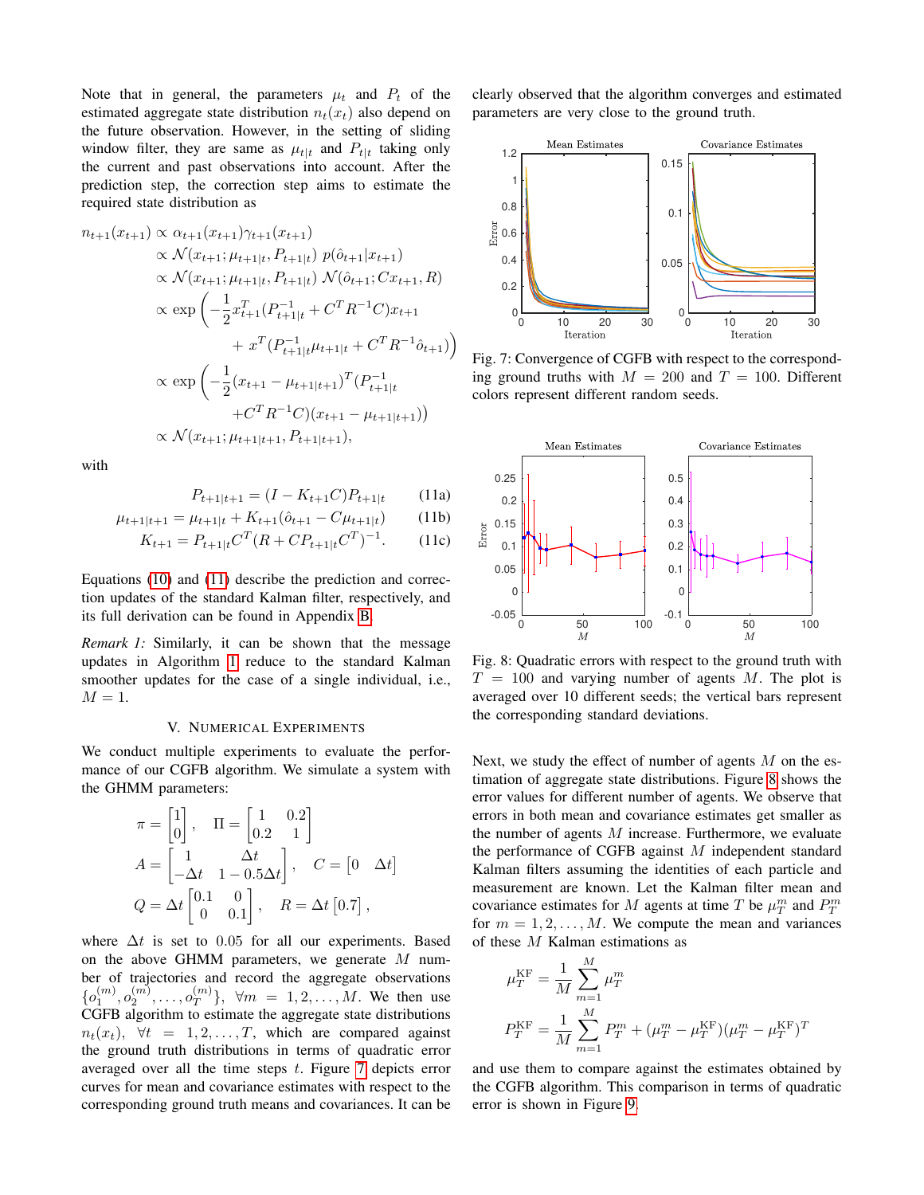Note that in general, the parameters $\mu_t$ and $P_t$ of the estimated aggregate state distribution $n_t(x_t)$ also depend on the future observation. However, in the setting of sliding window filter, they are same as $\mu_{t|t}$ and $P_{t|t}$ taking only the current and past observations into account. After the prediction step, the correction step aims to estimate the required state distribution as

$$
\begin{aligned}
n_{t+1}(x_{t+1}) &\propto \alpha_{t+1}(x_{t+1})\gamma_{t+1}(x_{t+1}) \\
&\propto \mathcal{N}(x_{t+1}; \mu_{t+1|t}, P_{t+1|t})\ p(\hat{o}_{t+1}|x_{t+1}) \\
&\propto \mathcal{N}(x_{t+1}; \mu_{t+1|t}, P_{t+1|t})\ \mathcal{N}(\hat{o}_{t+1}; Cx_{t+1}, R) \\
&\propto \exp\Big(-\frac{1}{2}x_{t+1}^T(P_{t+1|t}^{-1} + C^T R^{-1} C)x_{t+1} \\
&\qquad\qquad + x^T(P_{t+1|t}^{-1}\mu_{t+1|t} + C^T R^{-1}\hat{o}_{t+1})\Big) \\
&\propto \exp\Big(-\frac{1}{2}(x_{t+1} - \mu_{t+1|t+1})^T(P_{t+1|t}^{-1} \\
&\qquad\qquad + C^T R^{-1} C)(x_{t+1} - \mu_{t+1|t+1})\Big) \\
&\propto \mathcal{N}(x_{t+1}; \mu_{t+1|t+1}, P_{t+1|t+1}),
\end{aligned}
$$

with

$$P_{t+1|t+1} = (I - K_{t+1}C)P_{t+1|t} \tag{11a}$$

$$\mu_{t+1|t+1} = \mu_{t+1|t} + K_{t+1}(\hat{o}_{t+1} - C\mu_{t+1|t}) \tag{11b}$$

$$K_{t+1} = P_{t+1|t}C^T(R + CP_{t+1|t}C^T)^{-1}. \tag{11c}$$

Equations (10) and (11) describe the prediction and correction updates of the standard Kalman filter, respectively, and its full derivation can be found in Appendix B.

*Remark 1:* Similarly, it can be shown that the message updates in Algorithm 1 reduce to the standard Kalman smoother updates for the case of a single individual, i.e., $M = 1$.

## V. Numerical Experiments

We conduct multiple experiments to evaluate the performance of our CGFB algorithm. We simulate a system with the GHMM parameters:

$$
\pi = \begin{bmatrix} 1 \\ 0 \end{bmatrix}, \quad \Pi = \begin{bmatrix} 1 & 0.2 \\ 0.2 & 1 \end{bmatrix}
$$

$$
A = \begin{bmatrix} 1 & \Delta t \\ -\Delta t & 1 - 0.5\Delta t \end{bmatrix}, \quad C = \begin{bmatrix} 0 & \Delta t \end{bmatrix}
$$

$$
Q = \Delta t \begin{bmatrix} 0.1 & 0 \\ 0 & 0.1 \end{bmatrix}, \quad R = \Delta t \begin{bmatrix} 0.7 \end{bmatrix},
$$

where $\Delta t$ is set to 0.05 for all our experiments. Based on the above GHMM parameters, we generate $M$ number of trajectories and record the aggregate observations $\{o_1^{(m)}, o_2^{(m)}, \dots, o_T^{(m)}\}$, $\forall m = 1, 2, \dots, M$. We then use CGFB algorithm to estimate the aggregate state distributions $n_t(x_t)$, $\forall t = 1, 2, \dots, T$, which are compared against the ground truth distributions in terms of quadratic error averaged over all the time steps $t$. Figure 7 depicts error curves for mean and covariance estimates with respect to the corresponding ground truth means and covariances. It can be clearly observed that the algorithm converges and estimated parameters are very close to the ground truth.

Fig. 7: Convergence of CGFB with respect to the corresponding ground truths with $M = 200$ and $T = 100$. Different colors represent different random seeds.

Fig. 8: Quadratic errors with respect to the ground truth with $T = 100$ and varying number of agents $M$. The plot is averaged over 10 different seeds; the vertical bars represent the corresponding standard deviations.

Next, we study the effect of number of agents $M$ on the estimation of aggregate state distributions. Figure 8 shows the error values for different number of agents. We observe that errors in both mean and covariance estimates get smaller as the number of agents $M$ increase. Furthermore, we evaluate the performance of CGFB against $M$ independent standard Kalman filters assuming the identities of each particle and measurement are known. Let the Kalman filter mean and covariance estimates for $M$ agents at time $T$ be $\mu_T^m$ and $P_T^m$ for $m = 1, 2, \dots, M$. We compute the mean and variances of these $M$ Kalman estimations as

$$\mu_T^{\text{KF}} = \frac{1}{M}\sum_{m=1}^{M} \mu_T^m$$

$$P_T^{\text{KF}} = \frac{1}{M}\sum_{m=1}^{M} P_T^m + (\mu_T^m - \mu_T^{\text{KF}})(\mu_T^m - \mu_T^{\text{KF}})^T$$

and use them to compare against the estimates obtained by the CGFB algorithm. This comparison in terms of quadratic error is shown in Figure 9.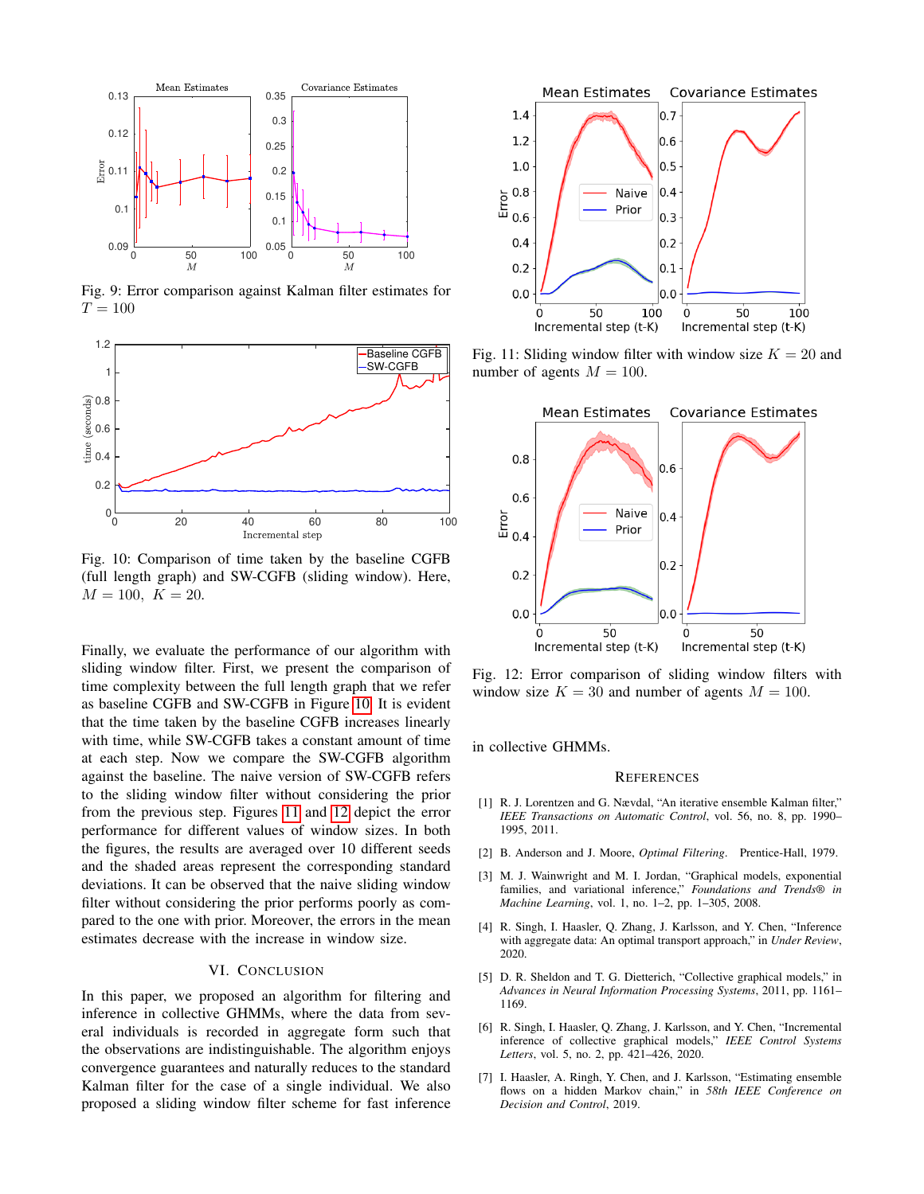Fig. 9: Error comparison against Kalman filter estimates for $T = 100$

Fig. 10: Comparison of time taken by the baseline CGFB (full length graph) and SW-CGFB (sliding window). Here, $M = 100,\ K = 20$.

Finally, we evaluate the performance of our algorithm with sliding window filter. First, we present the comparison of time complexity between the full length graph that we refer as baseline CGFB and SW-CGFB in Figure 10. It is evident that the time taken by the baseline CGFB increases linearly with time, while SW-CGFB takes a constant amount of time at each step. Now we compare the SW-CGFB algorithm against the baseline. The naive version of SW-CGFB refers to the sliding window filter without considering the prior from the previous step. Figures 11 and 12 depict the error performance for different values of window sizes. In both the figures, the results are averaged over 10 different seeds and the shaded areas represent the corresponding standard deviations. It can be observed that the naive sliding window filter without considering the prior performs poorly as compared to the one with prior. Moreover, the errors in the mean estimates decrease with the increase in window size.

## VI. Conclusion

In this paper, we proposed an algorithm for filtering and inference in collective GHMMs, where the data from several individuals is recorded in aggregate form such that the observations are indistinguishable. The algorithm enjoys convergence guarantees and naturally reduces to the standard Kalman filter for the case of a single individual. We also proposed a sliding window filter scheme for fast inference in collective GHMMs.

Fig. 11: Sliding window filter with window size $K = 20$ and number of agents $M = 100$.

Fig. 12: Error comparison of sliding window filters with window size $K = 30$ and number of agents $M = 100$.

## References

[1] R. J. Lorentzen and G. Nævdal, "An iterative ensemble Kalman filter," *IEEE Transactions on Automatic Control*, vol. 56, no. 8, pp. 1990–1995, 2011.

[2] B. Anderson and J. Moore, *Optimal Filtering*. Prentice-Hall, 1979.

[3] M. J. Wainwright and M. I. Jordan, "Graphical models, exponential families, and variational inference," *Foundations and Trends® in Machine Learning*, vol. 1, no. 1–2, pp. 1–305, 2008.

[4] R. Singh, I. Haasler, Q. Zhang, J. Karlsson, and Y. Chen, "Inference with aggregate data: An optimal transport approach," in *Under Review*, 2020.

[5] D. R. Sheldon and T. G. Dietterich, "Collective graphical models," in *Advances in Neural Information Processing Systems*, 2011, pp. 1161–1169.

[6] R. Singh, I. Haasler, Q. Zhang, J. Karlsson, and Y. Chen, "Incremental inference of collective graphical models," *IEEE Control Systems Letters*, vol. 5, no. 2, pp. 421–426, 2020.

[7] I. Haasler, A. Ringh, Y. Chen, and J. Karlsson, "Estimating ensemble flows on a hidden Markov chain," in *58th IEEE Conference on Decision and Control*, 2019.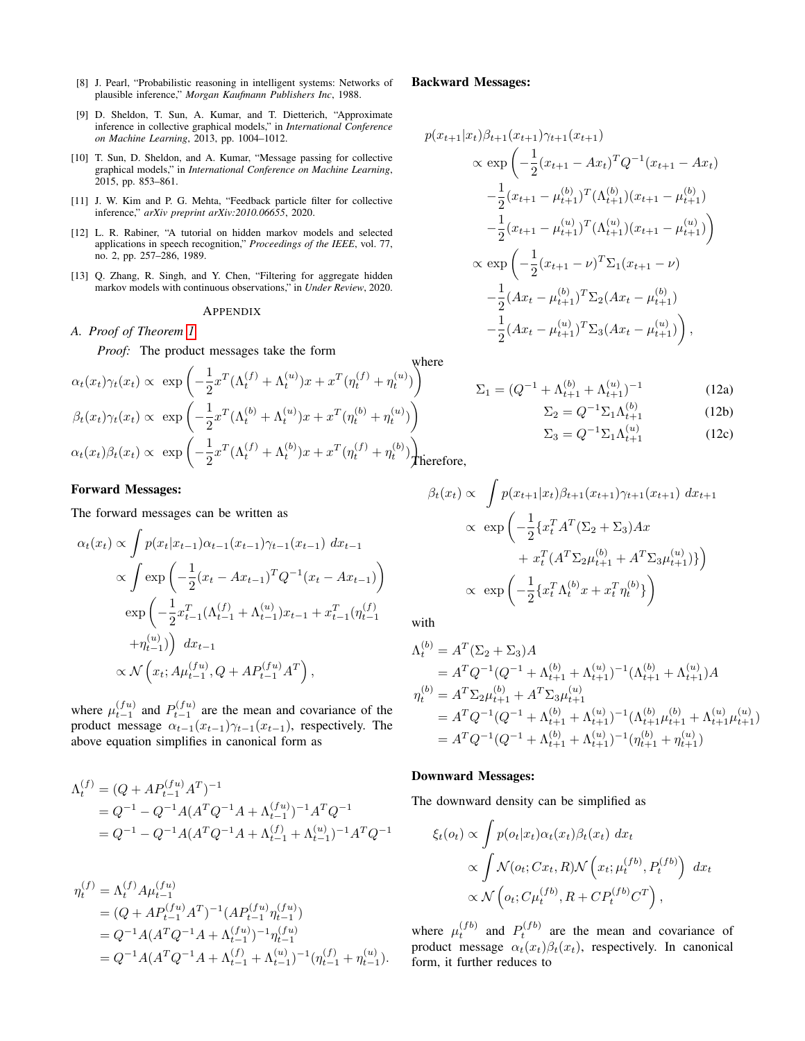[8] J. Pearl, "Probabilistic reasoning in intelligent systems: Networks of plausible inference," *Morgan Kaufmann Publishers Inc*, 1988.

[9] D. Sheldon, T. Sun, A. Kumar, and T. Dietterich, "Approximate inference in collective graphical models," in *International Conference on Machine Learning*, 2013, pp. 1004–1012.

[10] T. Sun, D. Sheldon, and A. Kumar, "Message passing for collective graphical models," in *International Conference on Machine Learning*, 2015, pp. 853–861.

[11] J. W. Kim and P. G. Mehta, "Feedback particle filter for collective inference," *arXiv preprint arXiv:2010.06655*, 2020.

[12] L. R. Rabiner, "A tutorial on hidden markov models and selected applications in speech recognition," *Proceedings of the IEEE*, vol. 77, no. 2, pp. 257–286, 1989.

[13] Q. Zhang, R. Singh, and Y. Chen, "Filtering for aggregate hidden markov models with continuous observations," in *Under Review*, 2020.

## APPENDIX

### A. Proof of Theorem 1

*Proof:* The product messages take the form

$$\alpha_t(x_t)\gamma_t(x_t) \propto \exp\left(-\frac{1}{2}x^T(\Lambda_t^{(f)}+\Lambda_t^{(u)})x + x^T(\eta_t^{(f)}+\eta_t^{(u)})\right)$$

$$\beta_t(x_t)\gamma_t(x_t) \propto \exp\left(-\frac{1}{2}x^T(\Lambda_t^{(b)}+\Lambda_t^{(u)})x + x^T(\eta_t^{(b)}+\eta_t^{(u)})\right)$$

$$\alpha_t(x_t)\beta_t(x_t) \propto \exp\left(-\frac{1}{2}x^T(\Lambda_t^{(f)}+\Lambda_t^{(b)})x + x^T(\eta_t^{(f)}+\eta_t^{(b)})\right).$$

**Forward Messages:**

The forward messages can be written as

$$\begin{aligned}
\alpha_t(x_t) &\propto \int p(x_t|x_{t-1})\alpha_{t-1}(x_{t-1})\gamma_{t-1}(x_{t-1})\ dx_{t-1} \\
&\propto \int \exp\left(-\frac{1}{2}(x_t - Ax_{t-1})^T Q^{-1}(x_t - Ax_{t-1})\right) \\
&\quad \exp\left(-\frac{1}{2}x_{t-1}^T(\Lambda_{t-1}^{(f)}+\Lambda_{t-1}^{(u)})x_{t-1} + x_{t-1}^T(\eta_{t-1}^{(f)} + \eta_{t-1}^{(u)})\right)\ dx_{t-1} \\
&\propto \mathcal{N}\left(x_t; A\mu_{t-1}^{(fu)}, Q + AP_{t-1}^{(fu)}A^T\right),
\end{aligned}$$

where $\mu_{t-1}^{(fu)}$ and $P_{t-1}^{(fu)}$ are the mean and covariance of the product message $\alpha_{t-1}(x_{t-1})\gamma_{t-1}(x_{t-1})$, respectively. The above equation simplifies in canonical form as

$$\begin{aligned}
\Lambda_t^{(f)} &= (Q + AP_{t-1}^{(fu)}A^T)^{-1} \\
&= Q^{-1} - Q^{-1}A(A^TQ^{-1}A + \Lambda_{t-1}^{(fu)})^{-1}A^TQ^{-1} \\
&= Q^{-1} - Q^{-1}A(A^TQ^{-1}A + \Lambda_{t-1}^{(f)} + \Lambda_{t-1}^{(u)})^{-1}A^TQ^{-1}
\end{aligned}$$

$$\begin{aligned}
\eta_t^{(f)} &= \Lambda_t^{(f)}A\mu_{t-1}^{(fu)} \\
&= (Q + AP_{t-1}^{(fu)}A^T)^{-1}(AP_{t-1}^{(fu)}\eta_{t-1}^{(fu)}) \\
&= Q^{-1}A(A^TQ^{-1}A + \Lambda_{t-1}^{(fu)})^{-1}\eta_{t-1}^{(fu)} \\
&= Q^{-1}A(A^TQ^{-1}A + \Lambda_{t-1}^{(f)} + \Lambda_{t-1}^{(u)})^{-1}(\eta_{t-1}^{(f)} + \eta_{t-1}^{(u)}).
\end{aligned}$$

**Backward Messages:**

$$\begin{aligned}
&p(x_{t+1}|x_t)\beta_{t+1}(x_{t+1})\gamma_{t+1}(x_{t+1}) \\
&\quad\propto \exp\Big(-\frac{1}{2}(x_{t+1} - Ax_t)^TQ^{-1}(x_{t+1} - Ax_t) \\
&\qquad -\frac{1}{2}(x_{t+1} - \mu_{t+1}^{(b)})^T(\Lambda_{t+1}^{(b)})(x_{t+1} - \mu_{t+1}^{(b)}) \\
&\qquad -\frac{1}{2}(x_{t+1} - \mu_{t+1}^{(u)})^T(\Lambda_{t+1}^{(u)})(x_{t+1} - \mu_{t+1}^{(u)})\Big) \\
&\quad\propto \exp\Big(-\frac{1}{2}(x_{t+1} - \nu)^T\Sigma_1(x_{t+1} - \nu) \\
&\qquad -\frac{1}{2}(Ax_t - \mu_{t+1}^{(b)})^T\Sigma_2(Ax_t - \mu_{t+1}^{(b)}) \\
&\qquad -\frac{1}{2}(Ax_t - \mu_{t+1}^{(u)})^T\Sigma_3(Ax_t - \mu_{t+1}^{(u)})\Big),
\end{aligned}$$

where

$$\Sigma_1 = (Q^{-1} + \Lambda_{t+1}^{(b)} + \Lambda_{t+1}^{(u)})^{-1} \tag{12a}$$

$$\Sigma_2 = Q^{-1}\Sigma_1\Lambda_{t+1}^{(b)} \tag{12b}$$

$$\Sigma_3 = Q^{-1}\Sigma_1\Lambda_{t+1}^{(u)} \tag{12c}$$

Therefore,

$$\begin{aligned}
\beta_t(x_t) &\propto \int p(x_{t+1}|x_t)\beta_{t+1}(x_{t+1})\gamma_{t+1}(x_{t+1})\ dx_{t+1} \\
&\propto \exp\Big(-\frac{1}{2}\{x_t^TA^T(\Sigma_2 + \Sigma_3)Ax \\
&\qquad + x_t^T(A^T\Sigma_2\mu_{t+1}^{(b)} + A^T\Sigma_3\mu_{t+1}^{(u)})\}\Big) \\
&\propto \exp\left(-\frac{1}{2}\{x_t^T\Lambda_t^{(b)}x + x_t^T\eta_t^{(b)}\}\right)
\end{aligned}$$

with

$$\begin{aligned}
\Lambda_t^{(b)} &= A^T(\Sigma_2 + \Sigma_3)A \\
&= A^TQ^{-1}(Q^{-1} + \Lambda_{t+1}^{(b)} + \Lambda_{t+1}^{(u)})^{-1}(\Lambda_{t+1}^{(b)} + \Lambda_{t+1}^{(u)})A \\
\eta_t^{(b)} &= A^T\Sigma_2\mu_{t+1}^{(b)} + A^T\Sigma_3\mu_{t+1}^{(u)} \\
&= A^TQ^{-1}(Q^{-1} + \Lambda_{t+1}^{(b)} + \Lambda_{t+1}^{(u)})^{-1}(\Lambda_{t+1}^{(b)}\mu_{t+1}^{(b)} + \Lambda_{t+1}^{(u)}\mu_{t+1}^{(u)}) \\
&= A^TQ^{-1}(Q^{-1} + \Lambda_{t+1}^{(b)} + \Lambda_{t+1}^{(u)})^{-1}(\eta_{t+1}^{(b)} + \eta_{t+1}^{(u)})
\end{aligned}$$

**Downward Messages:**

The downward density can be simplified as

$$\begin{aligned}
\xi_t(o_t) &\propto \int p(o_t|x_t)\alpha_t(x_t)\beta_t(x_t)\ dx_t \\
&\propto \int \mathcal{N}(o_t; Cx_t, R)\mathcal{N}\left(x_t; \mu_t^{(fb)}, P_t^{(fb)}\right)\ dx_t \\
&\propto \mathcal{N}\left(o_t; C\mu_t^{(fb)}, R + CP_t^{(fb)}C^T\right),
\end{aligned}$$

where $\mu_t^{(fb)}$ and $P_t^{(fb)}$ are the mean and covariance of product message $\alpha_t(x_t)\beta_t(x_t)$, respectively. In canonical form, it further reduces to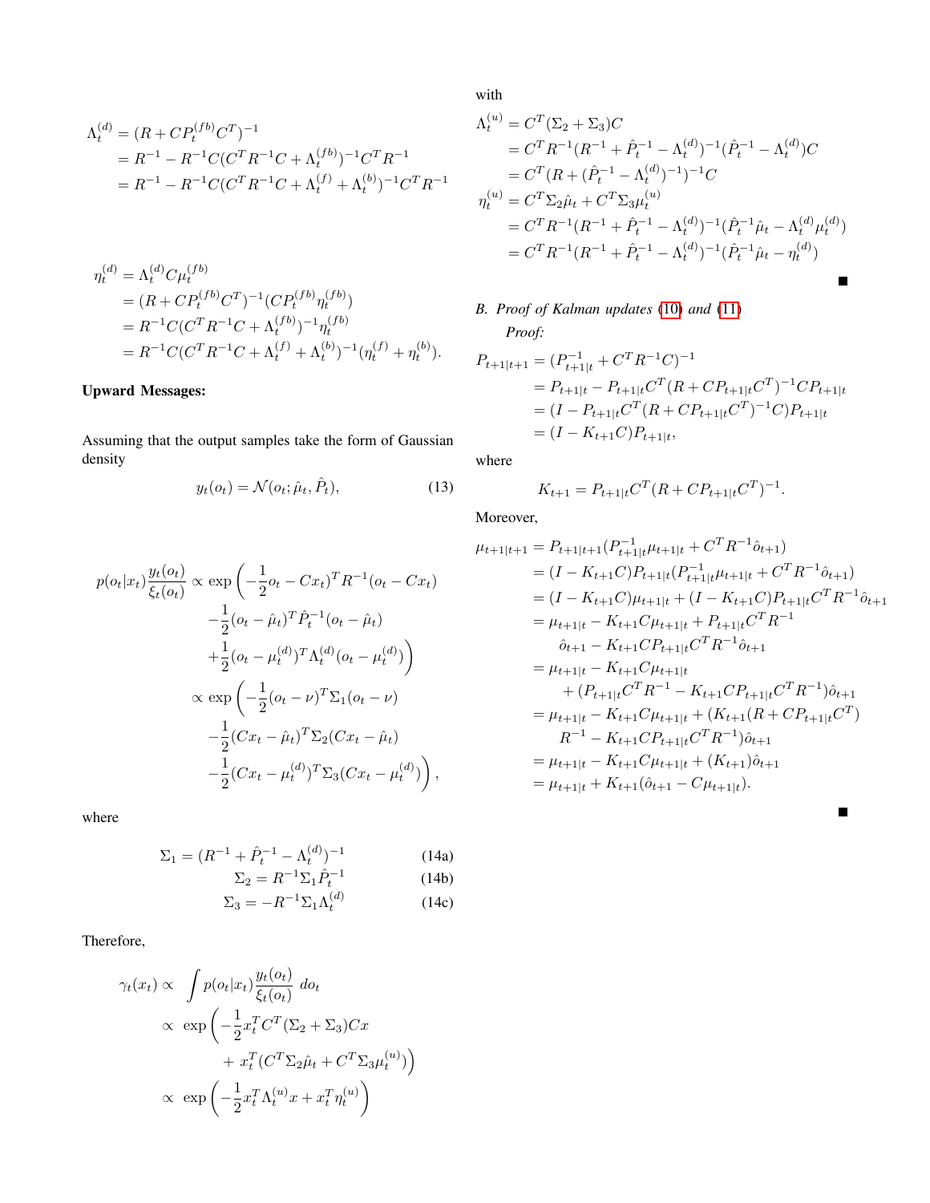$$
\begin{aligned}
\Lambda_t^{(d)} &= (R + CP_t^{(fb)}C^T)^{-1} \\
&= R^{-1} - R^{-1}C(C^TR^{-1}C + \Lambda_t^{(fb)})^{-1}C^TR^{-1} \\
&= R^{-1} - R^{-1}C(C^TR^{-1}C + \Lambda_t^{(f)} + \Lambda_t^{(b)})^{-1}C^TR^{-1}
\end{aligned}
$$

$$
\begin{aligned}
\eta_t^{(d)} &= \Lambda_t^{(d)}C\mu_t^{(fb)} \\
&= (R + CP_t^{(fb)}C^T)^{-1}(CP_t^{(fb)}\eta_t^{(fb)}) \\
&= R^{-1}C(C^TR^{-1}C + \Lambda_t^{(fb)})^{-1}\eta_t^{(fb)} \\
&= R^{-1}C(C^TR^{-1}C + \Lambda_t^{(f)} + \Lambda_t^{(b)})^{-1}(\eta_t^{(f)} + \eta_t^{(b)}).
\end{aligned}
$$

**Upward Messages:**

Assuming that the output samples take the form of Gaussian density

$$
y_t(o_t) = \mathcal{N}(o_t; \hat{\mu}_t, \hat{P}_t), \tag{13}
$$

$$
\begin{aligned}
p(o_t|x_t)\frac{y_t(o_t)}{\xi_t(o_t)} \propto \exp\Bigg(&-\frac{1}{2}o_t - Cx_t)^TR^{-1}(o_t - Cx_t) \\
&-\frac{1}{2}(o_t - \hat{\mu}_t)^T\hat{P}_t^{-1}(o_t - \hat{\mu}_t) \\
&+\frac{1}{2}(o_t - \mu_t^{(d)})^T\Lambda_t^{(d)}(o_t - \mu_t^{(d)})\Bigg) \\
\propto \exp\Bigg(&-\frac{1}{2}(o_t - \nu)^T\Sigma_1(o_t - \nu) \\
&-\frac{1}{2}(Cx_t - \hat{\mu}_t)^T\Sigma_2(Cx_t - \hat{\mu}_t) \\
&-\frac{1}{2}(Cx_t - \mu_t^{(d)})^T\Sigma_3(Cx_t - \mu_t^{(d)})\Bigg),
\end{aligned}
$$

where

$$
\Sigma_1 = (R^{-1} + \hat{P}_t^{-1} - \Lambda_t^{(d)})^{-1} \tag{14a}
$$

$$
\Sigma_2 = R^{-1}\Sigma_1\hat{P}_t^{-1} \tag{14b}
$$

$$
\Sigma_3 = -R^{-1}\Sigma_1\Lambda_t^{(d)} \tag{14c}
$$

Therefore,

$$
\begin{aligned}
\gamma_t(x_t) &\propto \int p(o_t|x_t)\frac{y_t(o_t)}{\xi_t(o_t)}\, do_t \\
&\propto \exp\Bigg(-\frac{1}{2}x_t^TC^T(\Sigma_2 + \Sigma_3)Cx \\
&\qquad + x_t^T(C^T\Sigma_2\hat{\mu}_t + C^T\Sigma_3\mu_t^{(u)})\Bigg) \\
&\propto \exp\left(-\frac{1}{2}x_t^T\Lambda_t^{(u)}x + x_t^T\eta_t^{(u)}\right)
\end{aligned}
$$

with

$$
\begin{aligned}
\Lambda_t^{(u)} &= C^T(\Sigma_2 + \Sigma_3)C \\
&= C^TR^{-1}(R^{-1} + \hat{P}_t^{-1} - \Lambda_t^{(d)})^{-1}(\hat{P}_t^{-1} - \Lambda_t^{(d)})C \\
&= C^T(R + (\hat{P}_t^{-1} - \Lambda_t^{(d)})^{-1})^{-1}C \\
\eta_t^{(u)} &= C^T\Sigma_2\hat{\mu}_t + C^T\Sigma_3\mu_t^{(u)} \\
&= C^TR^{-1}(R^{-1} + \hat{P}_t^{-1} - \Lambda_t^{(d)})^{-1}(\hat{P}_t^{-1}\hat{\mu}_t - \Lambda_t^{(d)}\mu_t^{(d)}) \\
&= C^TR^{-1}(R^{-1} + \hat{P}_t^{-1} - \Lambda_t^{(d)})^{-1}(\hat{P}_t^{-1}\hat{\mu}_t - \eta_t^{(d)})
\end{aligned}
$$

■

### B. Proof of Kalman updates (10) and (11)

*Proof:*

$$
\begin{aligned}
P_{t+1|t+1} &= (P_{t+1|t}^{-1} + C^TR^{-1}C)^{-1} \\
&= P_{t+1|t} - P_{t+1|t}C^T(R + CP_{t+1|t}C^T)^{-1}CP_{t+1|t} \\
&= (I - P_{t+1|t}C^T(R + CP_{t+1|t}C^T)^{-1}C)P_{t+1|t} \\
&= (I - K_{t+1}C)P_{t+1|t},
\end{aligned}
$$

where

$$
K_{t+1} = P_{t+1|t}C^T(R + CP_{t+1|t}C^T)^{-1}.
$$

Moreover,

$$
\begin{aligned}
\mu_{t+1|t+1} &= P_{t+1|t+1}(P_{t+1|t}^{-1}\mu_{t+1|t} + C^TR^{-1}\hat{o}_{t+1}) \\
&= (I - K_{t+1}C)P_{t+1|t}(P_{t+1|t}^{-1}\mu_{t+1|t} + C^TR^{-1}\hat{o}_{t+1}) \\
&= (I - K_{t+1}C)\mu_{t+1|t} + (I - K_{t+1}C)P_{t+1|t}C^TR^{-1}\hat{o}_{t+1} \\
&= \mu_{t+1|t} - K_{t+1}C\mu_{t+1|t} + P_{t+1|t}C^TR^{-1} \\
&\qquad \hat{o}_{t+1} - K_{t+1}CP_{t+1|t}C^TR^{-1}\hat{o}_{t+1} \\
&= \mu_{t+1|t} - K_{t+1}C\mu_{t+1|t} \\
&\qquad + (P_{t+1|t}C^TR^{-1} - K_{t+1}CP_{t+1|t}C^TR^{-1})\hat{o}_{t+1} \\
&= \mu_{t+1|t} - K_{t+1}C\mu_{t+1|t} + (K_{t+1}(R + CP_{t+1|t}C^T) \\
&\qquad R^{-1} - K_{t+1}CP_{t+1|t}C^TR^{-1})\hat{o}_{t+1} \\
&= \mu_{t+1|t} - K_{t+1}C\mu_{t+1|t} + (K_{t+1})\hat{o}_{t+1} \\
&= \mu_{t+1|t} + K_{t+1}(\hat{o}_{t+1} - C\mu_{t+1|t}).
\end{aligned}
$$

■